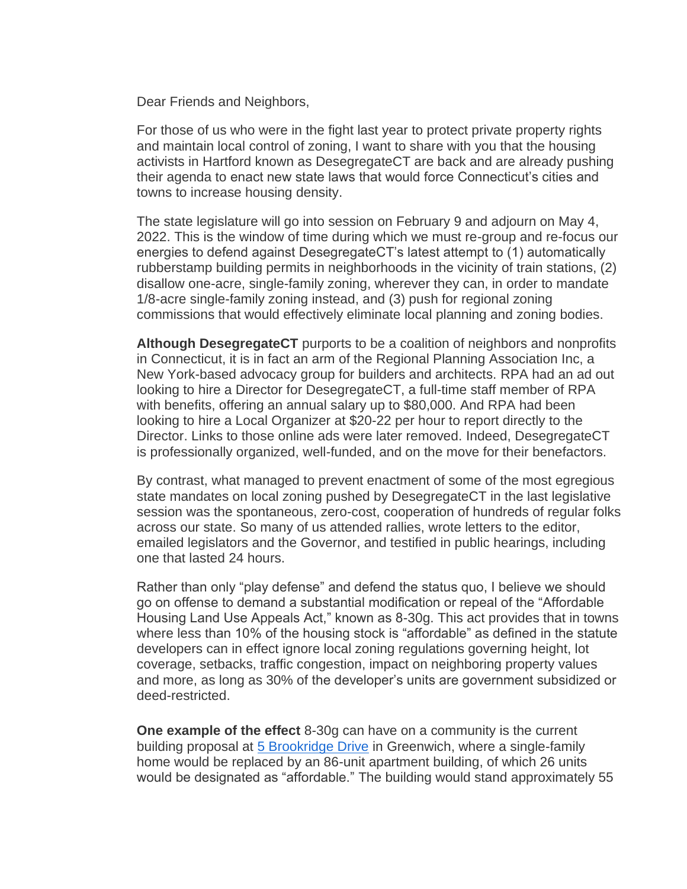Dear Friends and Neighbors,

For those of us who were in the fight last year to protect private property rights and maintain local control of zoning, I want to share with you that the housing activists in Hartford known as DesegregateCT are back and are already pushing their agenda to enact new state laws that would force Connecticut's cities and towns to increase housing density.

The state legislature will go into session on February 9 and adjourn on May 4, 2022. This is the window of time during which we must re-group and re-focus our energies to defend against DesegregateCT's latest attempt to (1) automatically rubberstamp building permits in neighborhoods in the vicinity of train stations, (2) disallow one-acre, single-family zoning, wherever they can, in order to mandate 1/8-acre single-family zoning instead, and (3) push for regional zoning commissions that would effectively eliminate local planning and zoning bodies.

**Although DesegregateCT** purports to be a coalition of neighbors and nonprofits in Connecticut, it is in fact an arm of the Regional Planning Association Inc, a New York-based advocacy group for builders and architects. RPA had an ad out looking to hire a Director for DesegregateCT, a full-time staff member of RPA with benefits, offering an annual salary up to $80,000. And RPA had been looking to hire a Local Organizer at $20-22 per hour to report directly to the Director. Links to those online ads were later removed. Indeed, DesegregateCT is professionally organized, well-funded, and on the move for their benefactors.

By contrast, what managed to prevent enactment of some of the most egregious state mandates on local zoning pushed by DesegregateCT in the last legislative session was the spontaneous, zero-cost, cooperation of hundreds of regular folks across our state. So many of us attended rallies, wrote letters to the editor, emailed legislators and the Governor, and testified in public hearings, including one that lasted 24 hours.

Rather than only "play defense" and defend the status quo, I believe we should go on offense to demand a substantial modification or repeal of the "Affordable Housing Land Use Appeals Act," known as 8-30g. This act provides that in towns where less than 10% of the housing stock is "affordable" as defined in the statute developers can in effect ignore local zoning regulations governing height, lot coverage, setbacks, traffic congestion, impact on neighboring property values and more, as long as 30% of the developer's units are government subsidized or deed-restricted.

**One example of the effect** 8-30g can have on a community is the current building proposal at [5 Brookridge Drive](#) in Greenwich, where a single-family home would be replaced by an 86-unit apartment building, of which 26 units would be designated as "affordable." The building would stand approximately 55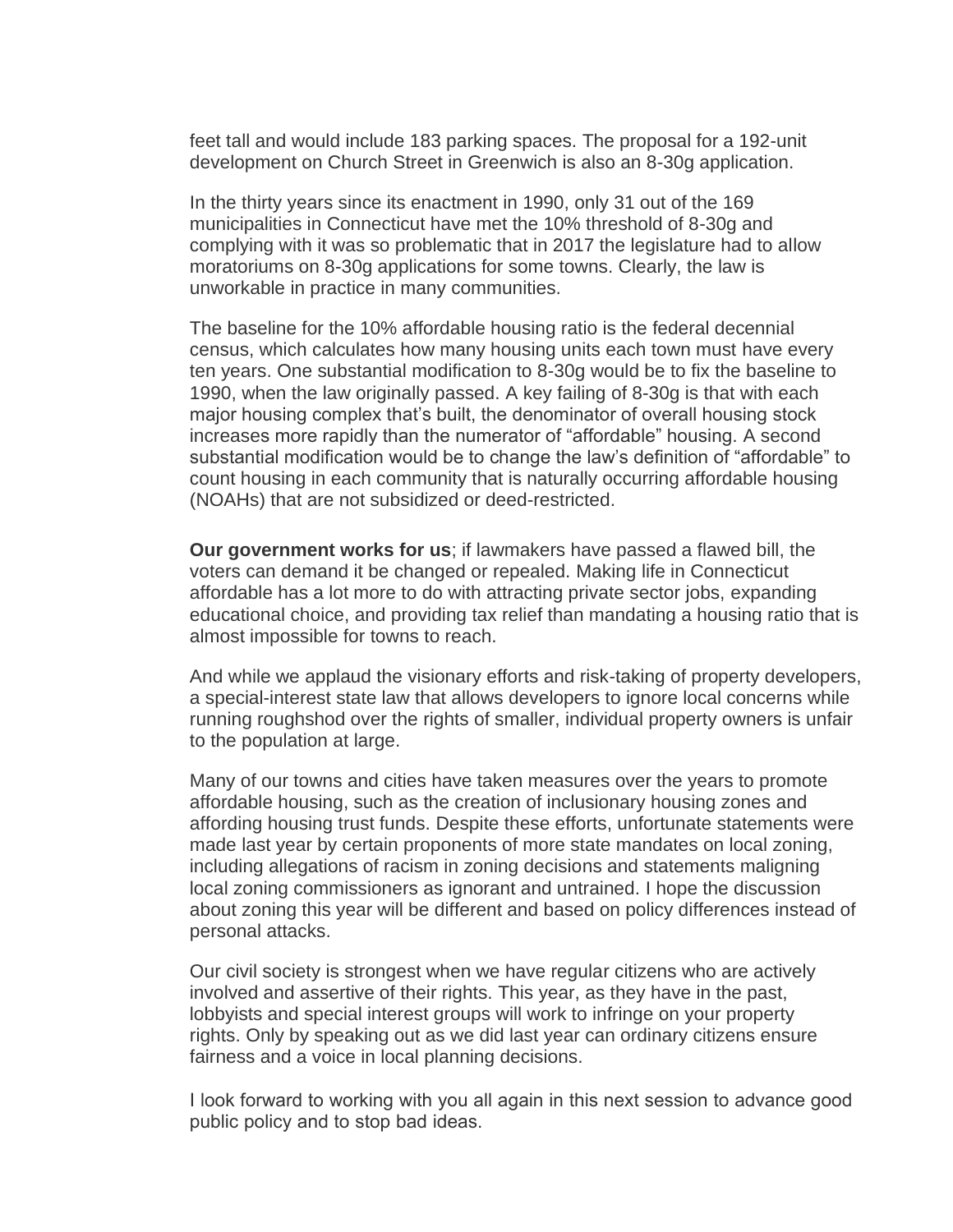feet tall and would include 183 parking spaces. The proposal for a 192-unit development on Church Street in Greenwich is also an 8-30g application.

In the thirty years since its enactment in 1990, only 31 out of the 169 municipalities in Connecticut have met the 10% threshold of 8-30g and complying with it was so problematic that in 2017 the legislature had to allow moratoriums on 8-30g applications for some towns. Clearly, the law is unworkable in practice in many communities.

The baseline for the 10% affordable housing ratio is the federal decennial census, which calculates how many housing units each town must have every ten years. One substantial modification to 8-30g would be to fix the baseline to 1990, when the law originally passed. A key failing of 8-30g is that with each major housing complex that's built, the denominator of overall housing stock increases more rapidly than the numerator of "affordable" housing. A second substantial modification would be to change the law's definition of "affordable" to count housing in each community that is naturally occurring affordable housing (NOAHs) that are not subsidized or deed-restricted.

**Our government works for us**; if lawmakers have passed a flawed bill, the voters can demand it be changed or repealed. Making life in Connecticut affordable has a lot more to do with attracting private sector jobs, expanding educational choice, and providing tax relief than mandating a housing ratio that is almost impossible for towns to reach.

And while we applaud the visionary efforts and risk-taking of property developers, a special-interest state law that allows developers to ignore local concerns while running roughshod over the rights of smaller, individual property owners is unfair to the population at large.

Many of our towns and cities have taken measures over the years to promote affordable housing, such as the creation of inclusionary housing zones and affording housing trust funds. Despite these efforts, unfortunate statements were made last year by certain proponents of more state mandates on local zoning, including allegations of racism in zoning decisions and statements maligning local zoning commissioners as ignorant and untrained. I hope the discussion about zoning this year will be different and based on policy differences instead of personal attacks.

Our civil society is strongest when we have regular citizens who are actively involved and assertive of their rights. This year, as they have in the past, lobbyists and special interest groups will work to infringe on your property rights. Only by speaking out as we did last year can ordinary citizens ensure fairness and a voice in local planning decisions.

I look forward to working with you all again in this next session to advance good public policy and to stop bad ideas.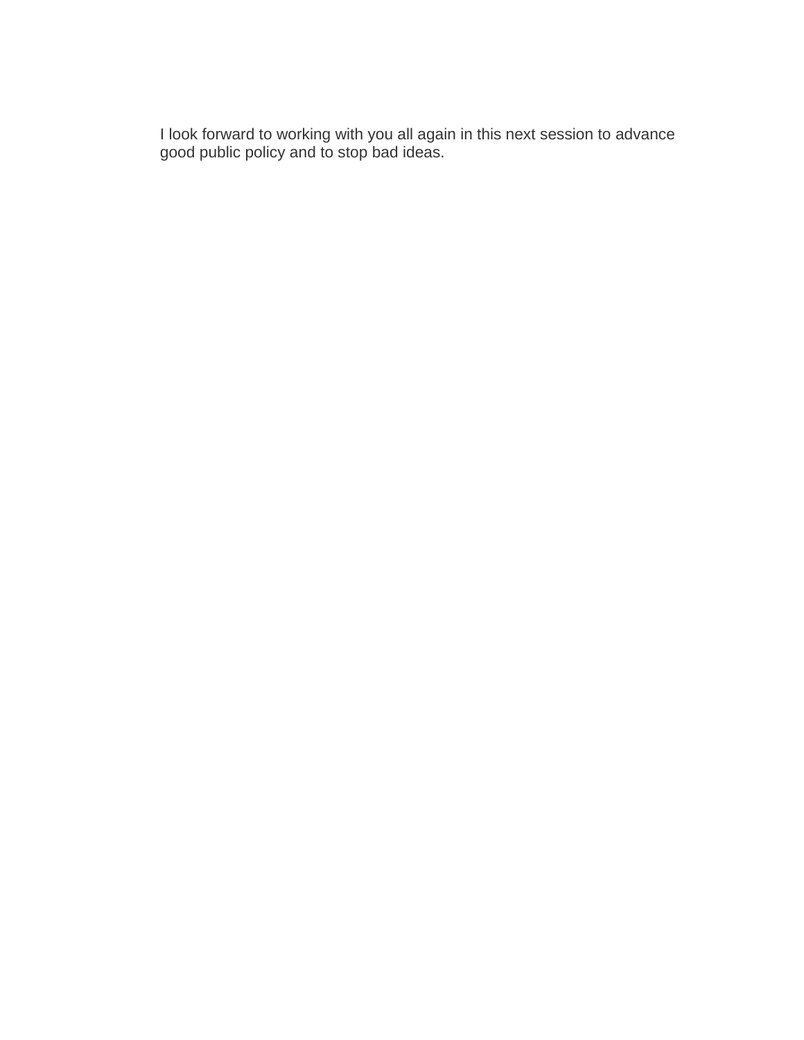I look forward to working with you all again in this next session to advance good public policy and to stop bad ideas.